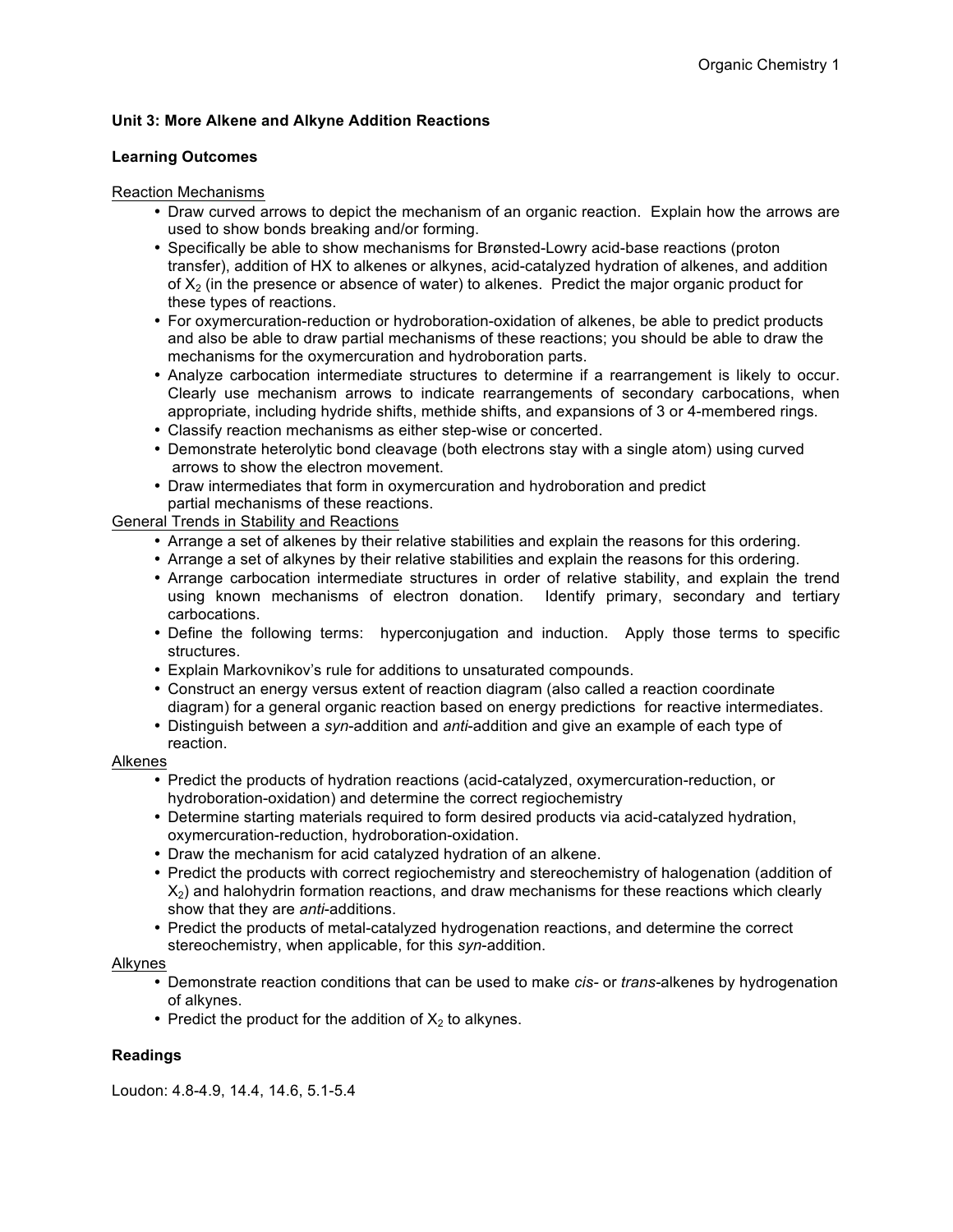## Unit 3: More Alkene and Alkyne Addition Reactions

### Learning Outcomes

Reaction Mechanisms

- Draw curved arrows to depict the mechanism of an organic reaction. Explain how the arrows are used to show bonds breaking and/or forming.
- Specifically be able to show mechanisms for Brønsted-Lowry acid-base reactions (proton transfer), addition of HX to alkenes or alkynes, acid-catalyzed hydration of alkenes, and addition of $X_2$ (in the presence or absence of water) to alkenes. Predict the major organic product for these types of reactions.
- For oxymercuration-reduction or hydroboration-oxidation of alkenes, be able to predict products and also be able to draw partial mechanisms of these reactions; you should be able to draw the mechanisms for the oxymercuration and hydroboration parts.
- Analyze carbocation intermediate structures to determine if a rearrangement is likely to occur. Clearly use mechanism arrows to indicate rearrangements of secondary carbocations, when appropriate, including hydride shifts, methide shifts, and expansions of 3 or 4-membered rings.
- Classify reaction mechanisms as either step-wise or concerted.
- Demonstrate heterolytic bond cleavage (both electrons stay with a single atom) using curved arrows to show the electron movement.
- Draw intermediates that form in oxymercuration and hydroboration and predict partial mechanisms of these reactions.

General Trends in Stability and Reactions

- Arrange a set of alkenes by their relative stabilities and explain the reasons for this ordering.
- Arrange a set of alkynes by their relative stabilities and explain the reasons for this ordering.
- Arrange carbocation intermediate structures in order of relative stability, and explain the trend using known mechanisms of electron donation. Identify primary, secondary and tertiary carbocations.
- Define the following terms: hyperconjugation and induction. Apply those terms to specific structures.
- Explain Markovnikov's rule for additions to unsaturated compounds.
- Construct an energy versus extent of reaction diagram (also called a reaction coordinate diagram) for a general organic reaction based on energy predictions for reactive intermediates.
- Distinguish between a *syn*-addition and *anti*-addition and give an example of each type of reaction.

Alkenes

- Predict the products of hydration reactions (acid-catalyzed, oxymercuration-reduction, or hydroboration-oxidation) and determine the correct regiochemistry
- Determine starting materials required to form desired products via acid-catalyzed hydration, oxymercuration-reduction, hydroboration-oxidation.
- Draw the mechanism for acid catalyzed hydration of an alkene.
- Predict the products with correct regiochemistry and stereochemistry of halogenation (addition of $X_2$) and halohydrin formation reactions, and draw mechanisms for these reactions which clearly show that they are *anti*-additions.
- Predict the products of metal-catalyzed hydrogenation reactions, and determine the correct stereochemistry, when applicable, for this *syn*-addition.

Alkynes

- Demonstrate reaction conditions that can be used to make *cis*- or *trans*-alkenes by hydrogenation of alkynes.
- Predict the product for the addition of $X_2$ to alkynes.

### Readings

Loudon: 4.8-4.9, 14.4, 14.6, 5.1-5.4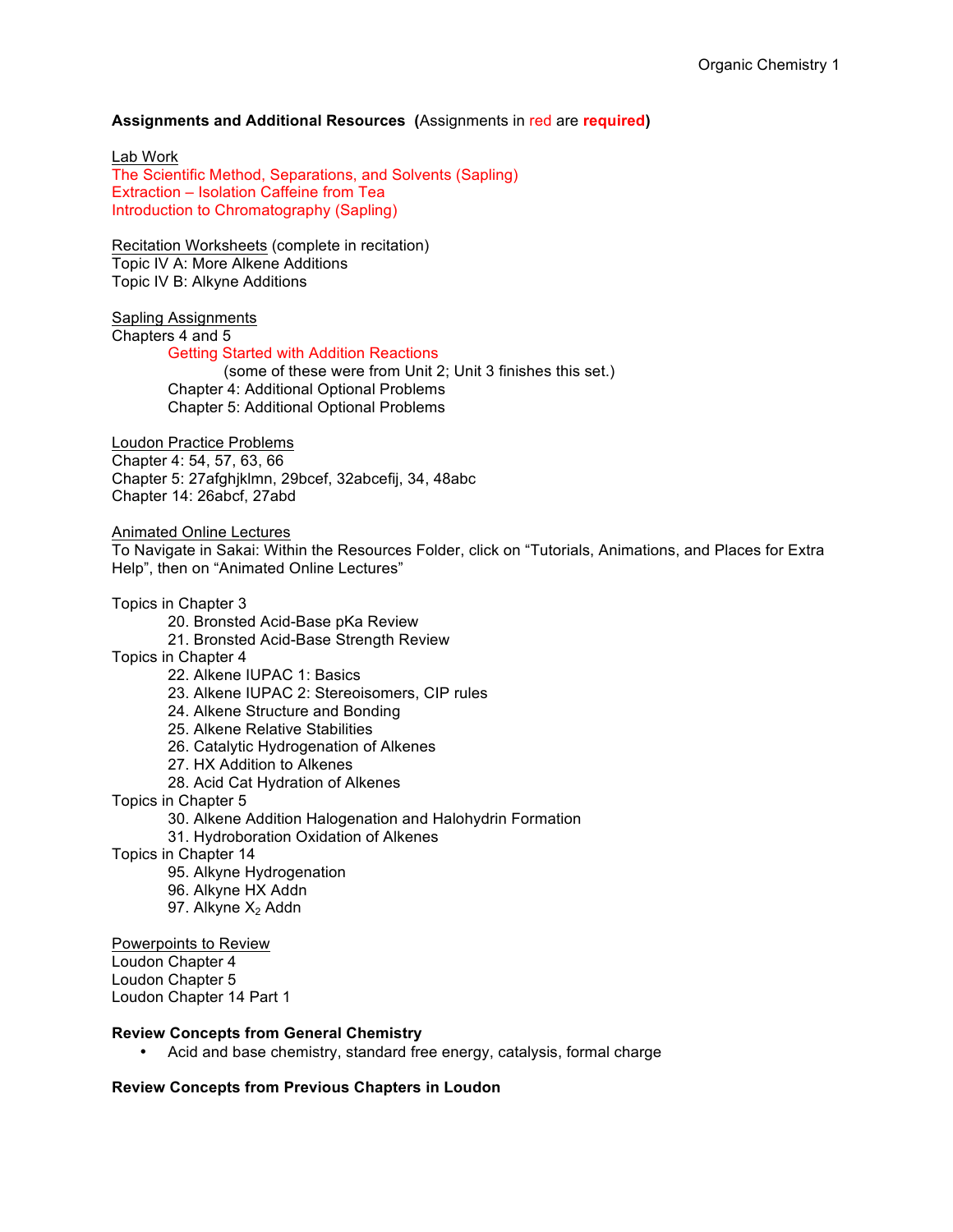**Assignments and Additional Resources (**Assignments in red are **required)**

Lab Work

The Scientific Method, Separations, and Solvents (Sapling)
Extraction – Isolation Caffeine from Tea
Introduction to Chromatography (Sapling)

Recitation Worksheets (complete in recitation)

Topic IV A: More Alkene Additions
Topic IV B: Alkyne Additions

Sapling Assignments

Chapters 4 and 5

- Getting Started with Addition Reactions
  - (some of these were from Unit 2; Unit 3 finishes this set.)
- Chapter 4: Additional Optional Problems
- Chapter 5: Additional Optional Problems

Loudon Practice Problems

Chapter 4: 54, 57, 63, 66
Chapter 5: 27afghjklmn, 29bcef, 32abcefij, 34, 48abc
Chapter 14: 26abcf, 27abd

Animated Online Lectures

To Navigate in Sakai: Within the Resources Folder, click on "Tutorials, Animations, and Places for Extra Help", then on "Animated Online Lectures"

Topics in Chapter 3

- 20. Bronsted Acid-Base pKa Review
- 21. Bronsted Acid-Base Strength Review

Topics in Chapter 4

- 22. Alkene IUPAC 1: Basics
- 23. Alkene IUPAC 2: Stereoisomers, CIP rules
- 24. Alkene Structure and Bonding
- 25. Alkene Relative Stabilities
- 26. Catalytic Hydrogenation of Alkenes
- 27. HX Addition to Alkenes
- 28. Acid Cat Hydration of Alkenes

Topics in Chapter 5

- 30. Alkene Addition Halogenation and Halohydrin Formation
- 31. Hydroboration Oxidation of Alkenes

Topics in Chapter 14

- 95. Alkyne Hydrogenation
- 96. Alkyne HX Addn
- 97. Alkyne $X_2$ Addn

Powerpoints to Review

Loudon Chapter 4
Loudon Chapter 5
Loudon Chapter 14 Part 1

**Review Concepts from General Chemistry**

- Acid and base chemistry, standard free energy, catalysis, formal charge

**Review Concepts from Previous Chapters in Loudon**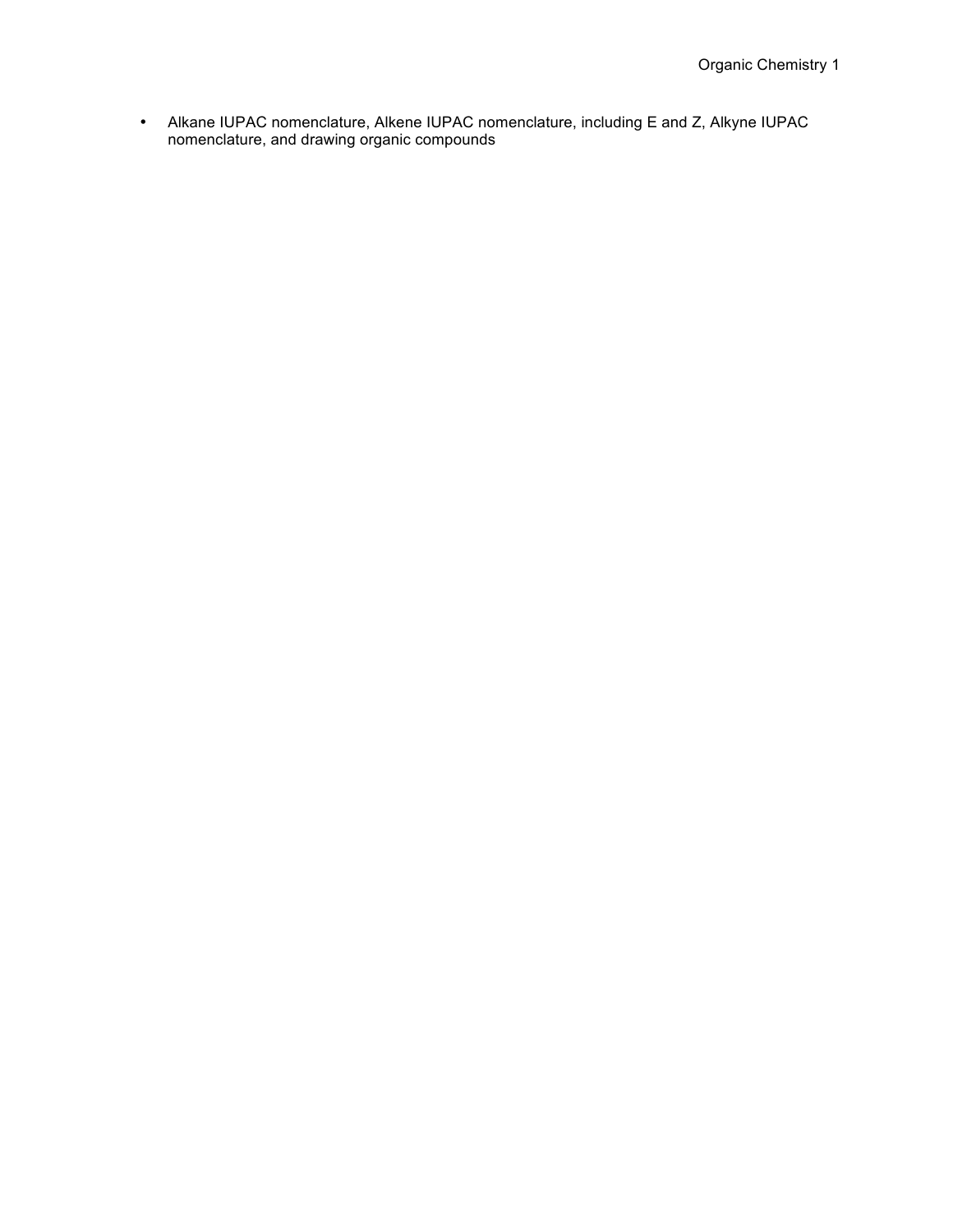- Alkane IUPAC nomenclature, Alkene IUPAC nomenclature, including E and Z, Alkyne IUPAC nomenclature, and drawing organic compounds